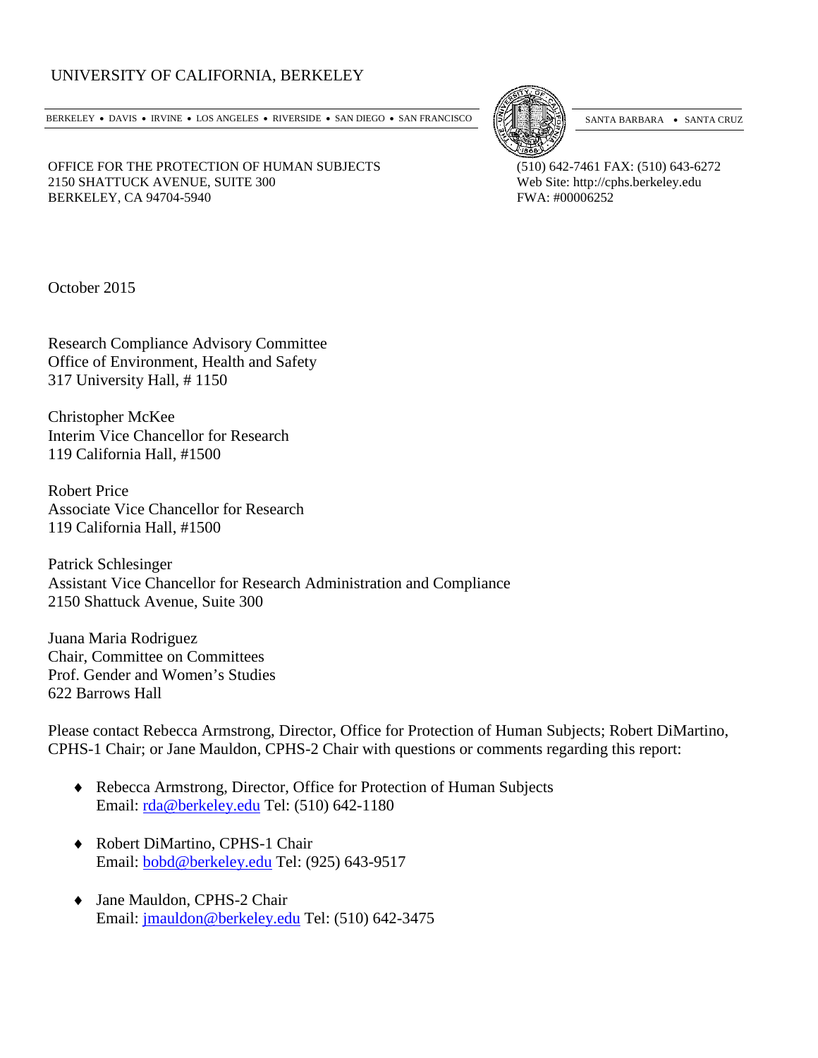UNIVERSITY OF CALIFORNIA, BERKELEY

BERKELEY • DAVIS • IRVINE • LOS ANGELES • RIVERSIDE • SAN DIEGO • SAN FRANCISCO SANTA BARBARA • SANTA CRUZ

OFFICE FOR THE PROTECTION OF HUMAN SUBJECTS
2150 SHATTUCK AVENUE, SUITE 300
BERKELEY, CA 94704-5940

(510) 642-7461 FAX: (510) 643-6272
Web Site: http://cphs.berkeley.edu
FWA: #00006252

October 2015

Research Compliance Advisory Committee
Office of Environment, Health and Safety
317 University Hall, # 1150

Christopher McKee
Interim Vice Chancellor for Research
119 California Hall, #1500

Robert Price
Associate Vice Chancellor for Research
119 California Hall, #1500

Patrick Schlesinger
Assistant Vice Chancellor for Research Administration and Compliance
2150 Shattuck Avenue, Suite 300

Juana Maria Rodriguez
Chair, Committee on Committees
Prof. Gender and Women's Studies
622 Barrows Hall

Please contact Rebecca Armstrong, Director, Office for Protection of Human Subjects; Robert DiMartino, CPHS-1 Chair; or Jane Mauldon, CPHS-2 Chair with questions or comments regarding this report:

- Rebecca Armstrong, Director, Office for Protection of Human Subjects
  Email: rda@berkeley.edu Tel: (510) 642-1180

- Robert DiMartino, CPHS-1 Chair
  Email: bobd@berkeley.edu Tel: (925) 643-9517

- Jane Mauldon, CPHS-2 Chair
  Email: jmauldon@berkeley.edu Tel: (510) 642-3475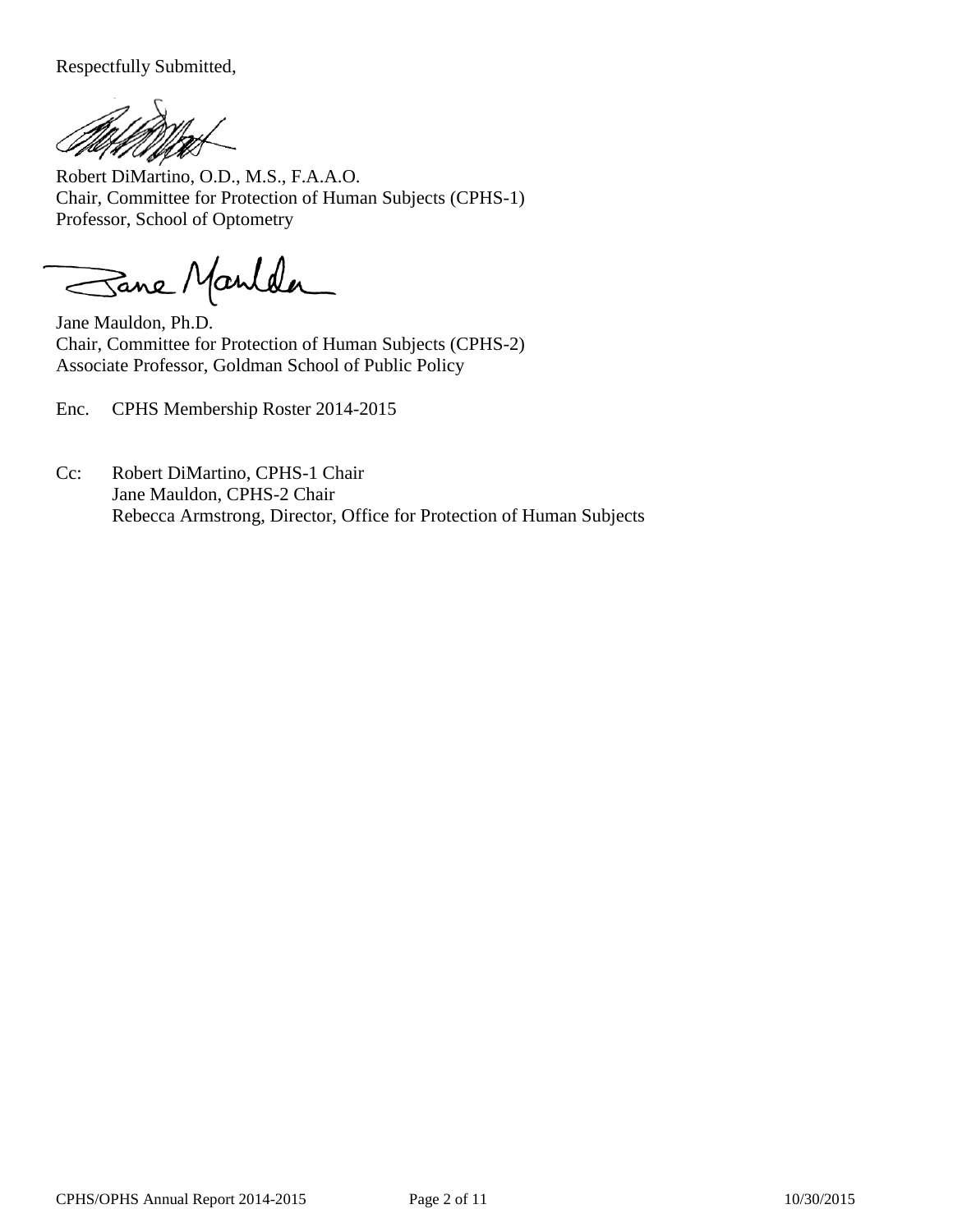Respectfully Submitted,

Robert DiMartino, O.D., M.S., F.A.A.O.
Chair, Committee for Protection of Human Subjects (CPHS-1)
Professor, School of Optometry

Jane Mauldon, Ph.D.
Chair, Committee for Protection of Human Subjects (CPHS-2)
Associate Professor, Goldman School of Public Policy

Enc. CPHS Membership Roster 2014-2015

Cc: Robert DiMartino, CPHS-1 Chair
Jane Mauldon, CPHS-2 Chair
Rebecca Armstrong, Director, Office for Protection of Human Subjects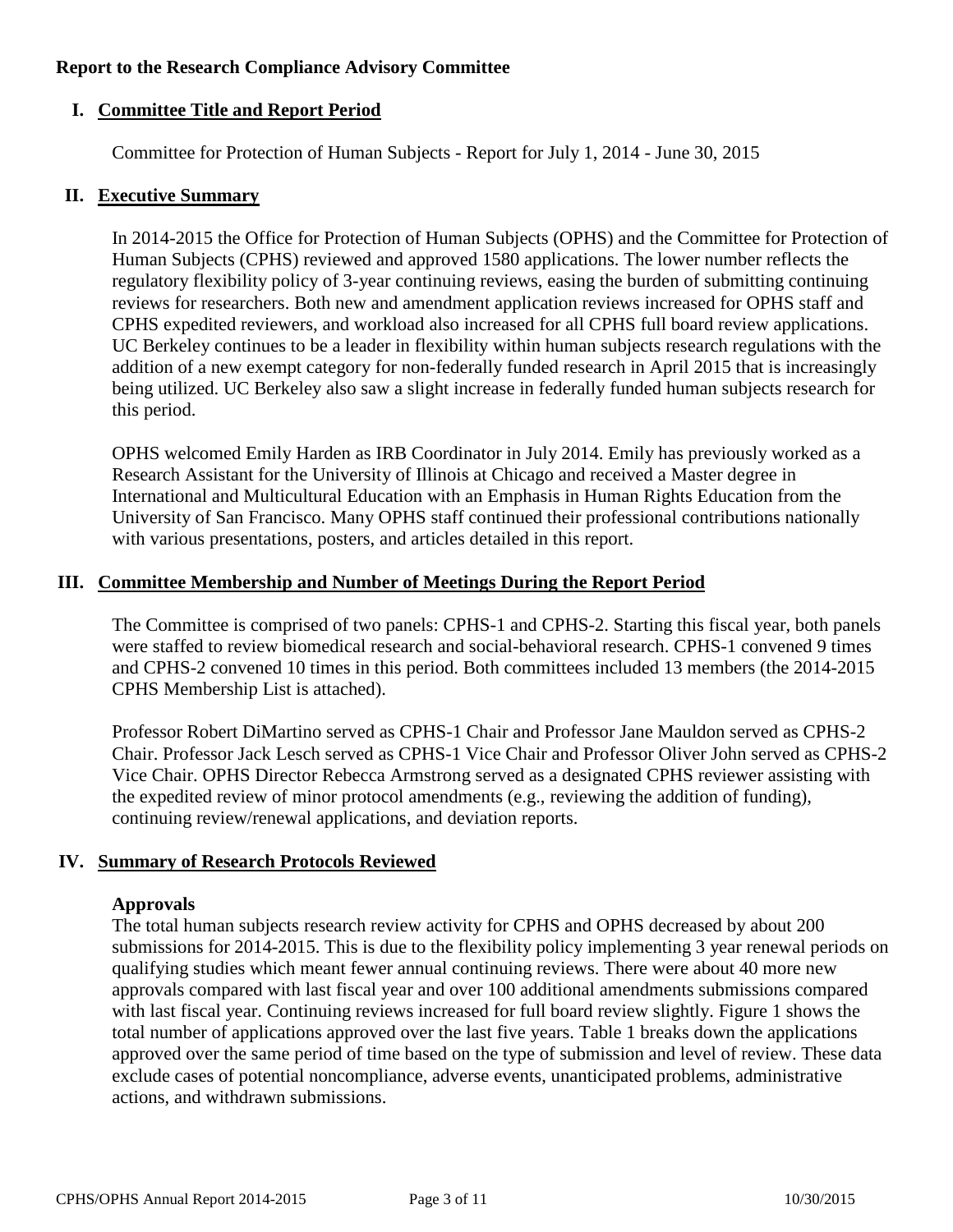**Report to the Research Compliance Advisory Committee**

## I. Committee Title and Report Period

Committee for Protection of Human Subjects - Report for July 1, 2014 - June 30, 2015

## II. Executive Summary

In 2014-2015 the Office for Protection of Human Subjects (OPHS) and the Committee for Protection of Human Subjects (CPHS) reviewed and approved 1580 applications. The lower number reflects the regulatory flexibility policy of 3-year continuing reviews, easing the burden of submitting continuing reviews for researchers. Both new and amendment application reviews increased for OPHS staff and CPHS expedited reviewers, and workload also increased for all CPHS full board review applications. UC Berkeley continues to be a leader in flexibility within human subjects research regulations with the addition of a new exempt category for non-federally funded research in April 2015 that is increasingly being utilized. UC Berkeley also saw a slight increase in federally funded human subjects research for this period.

OPHS welcomed Emily Harden as IRB Coordinator in July 2014. Emily has previously worked as a Research Assistant for the University of Illinois at Chicago and received a Master degree in International and Multicultural Education with an Emphasis in Human Rights Education from the University of San Francisco. Many OPHS staff continued their professional contributions nationally with various presentations, posters, and articles detailed in this report.

## III. Committee Membership and Number of Meetings During the Report Period

The Committee is comprised of two panels: CPHS-1 and CPHS-2. Starting this fiscal year, both panels were staffed to review biomedical research and social-behavioral research. CPHS-1 convened 9 times and CPHS-2 convened 10 times in this period. Both committees included 13 members (the 2014-2015 CPHS Membership List is attached).

Professor Robert DiMartino served as CPHS-1 Chair and Professor Jane Mauldon served as CPHS-2 Chair. Professor Jack Lesch served as CPHS-1 Vice Chair and Professor Oliver John served as CPHS-2 Vice Chair. OPHS Director Rebecca Armstrong served as a designated CPHS reviewer assisting with the expedited review of minor protocol amendments (e.g., reviewing the addition of funding), continuing review/renewal applications, and deviation reports.

## IV. Summary of Research Protocols Reviewed

**Approvals**

The total human subjects research review activity for CPHS and OPHS decreased by about 200 submissions for 2014-2015. This is due to the flexibility policy implementing 3 year renewal periods on qualifying studies which meant fewer annual continuing reviews. There were about 40 more new approvals compared with last fiscal year and over 100 additional amendments submissions compared with last fiscal year. Continuing reviews increased for full board review slightly. Figure 1 shows the total number of applications approved over the last five years. Table 1 breaks down the applications approved over the same period of time based on the type of submission and level of review. These data exclude cases of potential noncompliance, adverse events, unanticipated problems, administrative actions, and withdrawn submissions.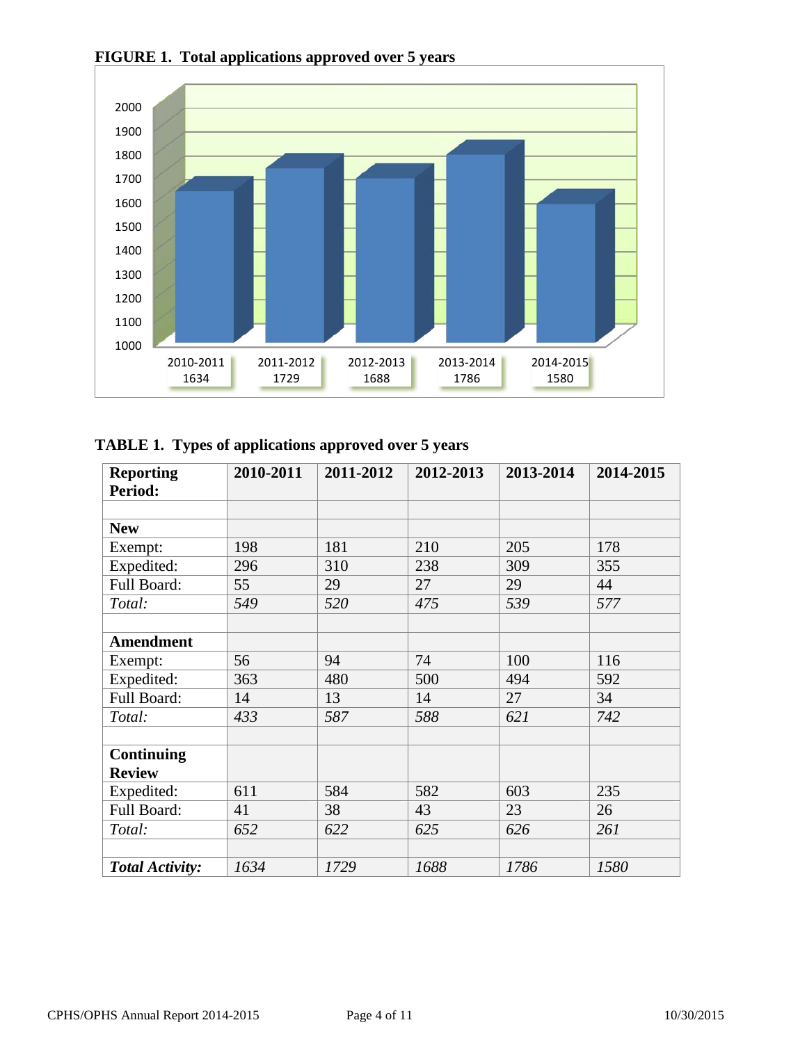**FIGURE 1. Total applications approved over 5 years**

| 2010-2011 | 2011-2012 | 2012-2013 | 2013-2014 | 2014-2015 |
|---|---|---|---|---|
| 1634 | 1729 | 1688 | 1786 | 1580 |

**TABLE 1. Types of applications approved over 5 years**

| **Reporting Period:** | **2010-2011** | **2011-2012** | **2012-2013** | **2013-2014** | **2014-2015** |
|---|---|---|---|---|---|
| | | | | | |
| **New** | | | | | |
| Exempt: | 198 | 181 | 210 | 205 | 178 |
| Expedited: | 296 | 310 | 238 | 309 | 355 |
| Full Board: | 55 | 29 | 27 | 29 | 44 |
| *Total:* | *549* | *520* | *475* | *539* | *577* |
| | | | | | |
| **Amendment** | | | | | |
| Exempt: | 56 | 94 | 74 | 100 | 116 |
| Expedited: | 363 | 480 | 500 | 494 | 592 |
| Full Board: | 14 | 13 | 14 | 27 | 34 |
| *Total:* | *433* | *587* | *588* | *621* | *742* |
| | | | | | |
| **Continuing Review** | | | | | |
| Expedited: | 611 | 584 | 582 | 603 | 235 |
| Full Board: | 41 | 38 | 43 | 23 | 26 |
| *Total:* | *652* | *622* | *625* | *626* | *261* |
| | | | | | |
| ***Total Activity:*** | *1634* | *1729* | *1688* | *1786* | *1580* |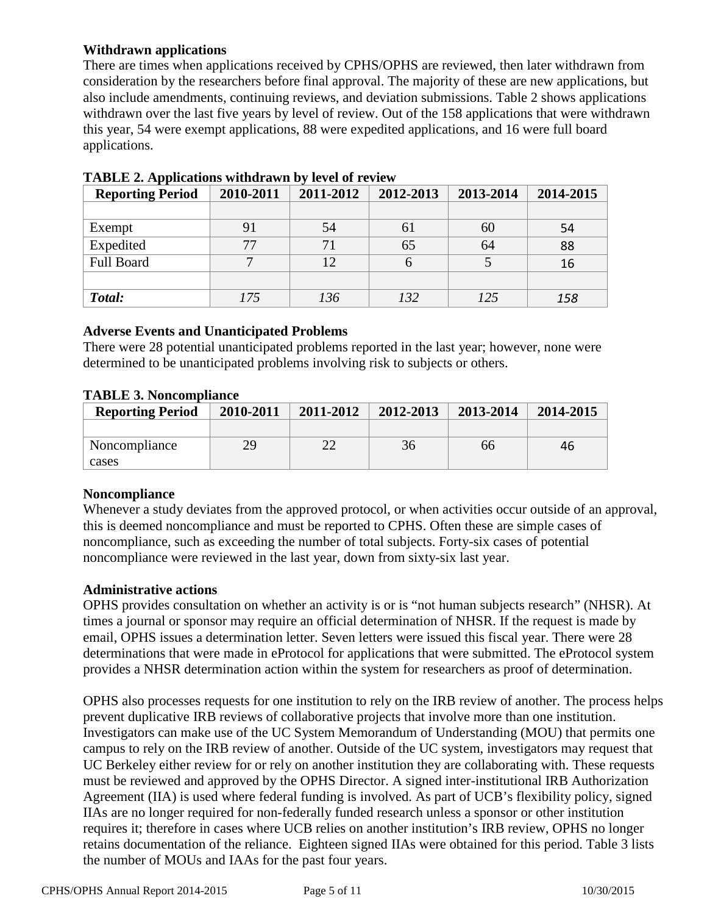### Withdrawn applications

There are times when applications received by CPHS/OPHS are reviewed, then later withdrawn from consideration by the researchers before final approval. The majority of these are new applications, but also include amendments, continuing reviews, and deviation submissions. Table 2 shows applications withdrawn over the last five years by level of review. Out of the 158 applications that were withdrawn this year, 54 were exempt applications, 88 were expedited applications, and 16 were full board applications.

**TABLE 2. Applications withdrawn by level of review**

| Reporting Period | 2010-2011 | 2011-2012 | 2012-2013 | 2013-2014 | 2014-2015 |
|---|---|---|---|---|---|
| | | | | | |
| Exempt | 91 | 54 | 61 | 60 | 54 |
| Expedited | 77 | 71 | 65 | 64 | 88 |
| Full Board | 7 | 12 | 6 | 5 | 16 |
| | | | | | |
| ***Total:*** | *175* | *136* | *132* | *125* | *158* |

### Adverse Events and Unanticipated Problems

There were 28 potential unanticipated problems reported in the last year; however, none were determined to be unanticipated problems involving risk to subjects or others.

**TABLE 3. Noncompliance**

| Reporting Period | 2010-2011 | 2011-2012 | 2012-2013 | 2013-2014 | 2014-2015 |
|---|---|---|---|---|---|
| | | | | | |
| Noncompliance cases | 29 | 22 | 36 | 66 | 46 |

### Noncompliance

Whenever a study deviates from the approved protocol, or when activities occur outside of an approval, this is deemed noncompliance and must be reported to CPHS. Often these are simple cases of noncompliance, such as exceeding the number of total subjects. Forty-six cases of potential noncompliance were reviewed in the last year, down from sixty-six last year.

### Administrative actions

OPHS provides consultation on whether an activity is or is "not human subjects research" (NHSR). At times a journal or sponsor may require an official determination of NHSR. If the request is made by email, OPHS issues a determination letter. Seven letters were issued this fiscal year. There were 28 determinations that were made in eProtocol for applications that were submitted. The eProtocol system provides a NHSR determination action within the system for researchers as proof of determination.

OPHS also processes requests for one institution to rely on the IRB review of another. The process helps prevent duplicative IRB reviews of collaborative projects that involve more than one institution. Investigators can make use of the UC System Memorandum of Understanding (MOU) that permits one campus to rely on the IRB review of another. Outside of the UC system, investigators may request that UC Berkeley either review for or rely on another institution they are collaborating with. These requests must be reviewed and approved by the OPHS Director. A signed inter-institutional IRB Authorization Agreement (IIA) is used where federal funding is involved. As part of UCB's flexibility policy, signed IIAs are no longer required for non-federally funded research unless a sponsor or other institution requires it; therefore in cases where UCB relies on another institution's IRB review, OPHS no longer retains documentation of the reliance. Eighteen signed IIAs were obtained for this period. Table 3 lists the number of MOUs and IAAs for the past four years.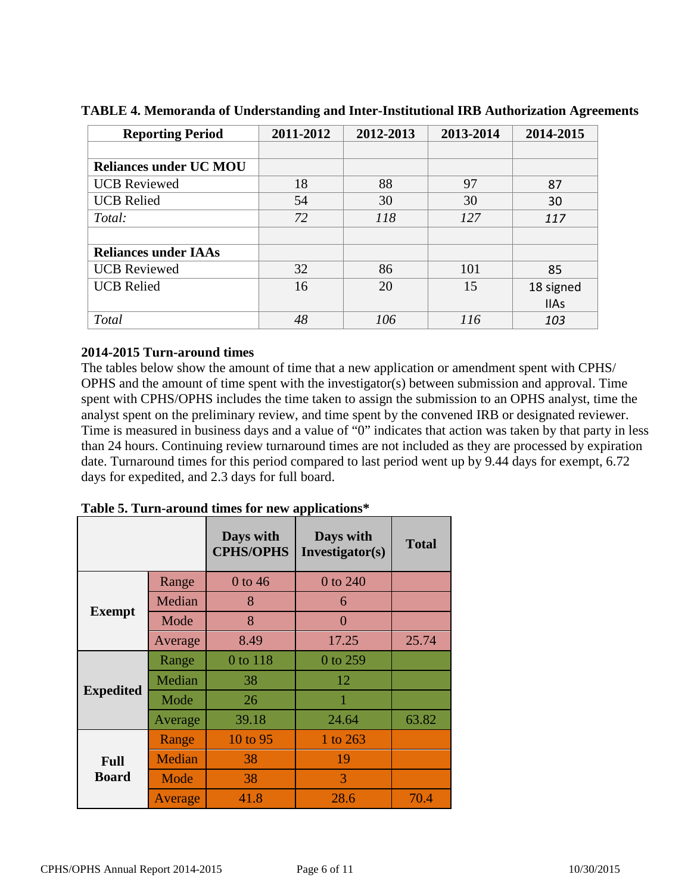**TABLE 4. Memoranda of Understanding and Inter-Institutional IRB Authorization Agreements**

| Reporting Period | 2011-2012 | 2012-2013 | 2013-2014 | 2014-2015 |
|---|---|---|---|---|
| | | | | |
| **Reliances under UC MOU** | | | | |
| UCB Reviewed | 18 | 88 | 97 | 87 |
| UCB Relied | 54 | 30 | 30 | 30 |
| *Total:* | *72* | *118* | *127* | *117* |
| | | | | |
| **Reliances under IAAs** | | | | |
| UCB Reviewed | 32 | 86 | 101 | 85 |
| UCB Relied | 16 | 20 | 15 | 18 signed IIAs |
| *Total* | *48* | *106* | *116* | *103* |

**2014-2015 Turn-around times**

The tables below show the amount of time that a new application or amendment spent with CPHS/ OPHS and the amount of time spent with the investigator(s) between submission and approval. Time spent with CPHS/OPHS includes the time taken to assign the submission to an OPHS analyst, time the analyst spent on the preliminary review, and time spent by the convened IRB or designated reviewer. Time is measured in business days and a value of "0" indicates that action was taken by that party in less than 24 hours. Continuing review turnaround times are not included as they are processed by expiration date. Turnaround times for this period compared to last period went up by 9.44 days for exempt, 6.72 days for expedited, and 2.3 days for full board.

**Table 5. Turn-around times for new applications***

| | | Days with CPHS/OPHS | Days with Investigator(s) | Total |
|---|---|---|---|---|
| **Exempt** | Range | 0 to 46 | 0 to 240 | |
| | Median | 8 | 6 | |
| | Mode | 8 | 0 | |
| | Average | 8.49 | 17.25 | 25.74 |
| **Expedited** | Range | 0 to 118 | 0 to 259 | |
| | Median | 38 | 12 | |
| | Mode | 26 | 1 | |
| | Average | 39.18 | 24.64 | 63.82 |
| **Full Board** | Range | 10 to 95 | 1 to 263 | |
| | Median | 38 | 19 | |
| | Mode | 38 | 3 | |
| | Average | 41.8 | 28.6 | 70.4 |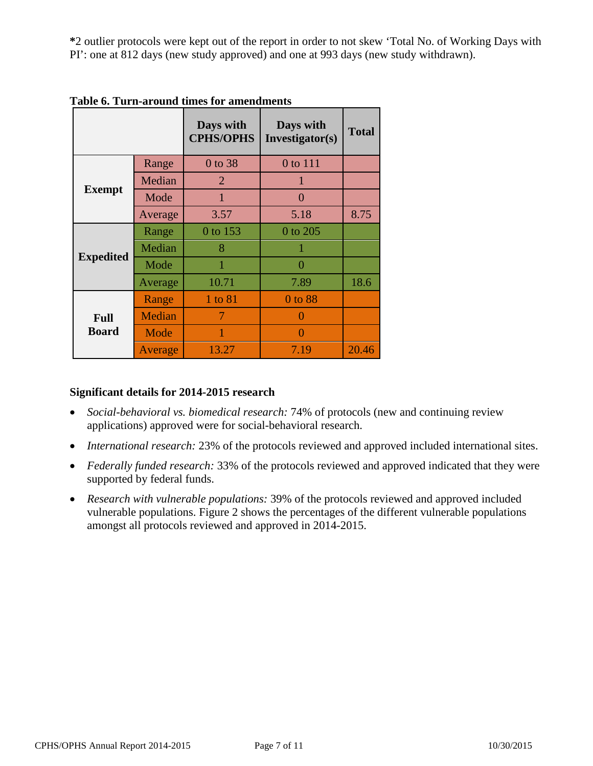*2 outlier protocols were kept out of the report in order to not skew 'Total No. of Working Days with PI': one at 812 days (new study approved) and one at 993 days (new study withdrawn).

**Table 6. Turn-around times for amendments**

| | | Days with CPHS/OPHS | Days with Investigator(s) | Total |
|---|---|---|---|---|
| **Exempt** | Range | 0 to 38 | 0 to 111 | |
| | Median | 2 | 1 | |
| | Mode | 1 | 0 | |
| | Average | 3.57 | 5.18 | 8.75 |
| **Expedited** | Range | 0 to 153 | 0 to 205 | |
| | Median | 8 | 1 | |
| | Mode | 1 | 0 | |
| | Average | 10.71 | 7.89 | 18.6 |
| **Full Board** | Range | 1 to 81 | 0 to 88 | |
| | Median | 7 | 0 | |
| | Mode | 1 | 0 | |
| | Average | 13.27 | 7.19 | 20.46 |

**Significant details for 2014-2015 research**

- *Social-behavioral vs. biomedical research:* 74% of protocols (new and continuing review applications) approved were for social-behavioral research.
- *International research:* 23% of the protocols reviewed and approved included international sites.
- *Federally funded research:* 33% of the protocols reviewed and approved indicated that they were supported by federal funds.
- *Research with vulnerable populations:* 39% of the protocols reviewed and approved included vulnerable populations. Figure 2 shows the percentages of the different vulnerable populations amongst all protocols reviewed and approved in 2014-2015.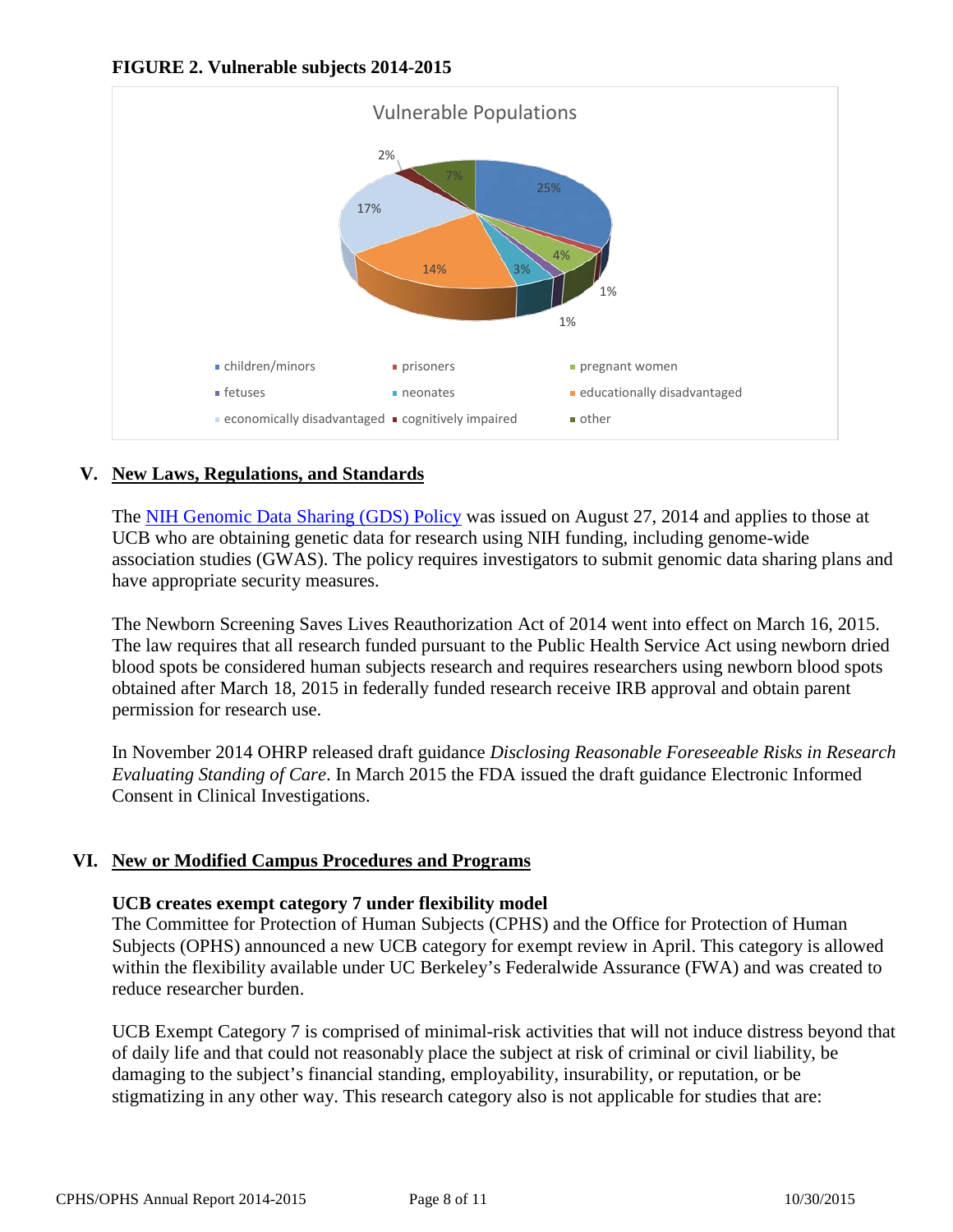**FIGURE 2. Vulnerable subjects 2014-2015**

## V. New Laws, Regulations, and Standards

The NIH Genomic Data Sharing (GDS) Policy was issued on August 27, 2014 and applies to those at UCB who are obtaining genetic data for research using NIH funding, including genome-wide association studies (GWAS). The policy requires investigators to submit genomic data sharing plans and have appropriate security measures.

The Newborn Screening Saves Lives Reauthorization Act of 2014 went into effect on March 16, 2015. The law requires that all research funded pursuant to the Public Health Service Act using newborn dried blood spots be considered human subjects research and requires researchers using newborn blood spots obtained after March 18, 2015 in federally funded research receive IRB approval and obtain parent permission for research use.

In November 2014 OHRP released draft guidance *Disclosing Reasonable Foreseeable Risks in Research Evaluating Standing of Care*. In March 2015 the FDA issued the draft guidance Electronic Informed Consent in Clinical Investigations.

## VI. New or Modified Campus Procedures and Programs

**UCB creates exempt category 7 under flexibility model**

The Committee for Protection of Human Subjects (CPHS) and the Office for Protection of Human Subjects (OPHS) announced a new UCB category for exempt review in April. This category is allowed within the flexibility available under UC Berkeley's Federalwide Assurance (FWA) and was created to reduce researcher burden.

UCB Exempt Category 7 is comprised of minimal-risk activities that will not induce distress beyond that of daily life and that could not reasonably place the subject at risk of criminal or civil liability, be damaging to the subject's financial standing, employability, insurability, or reputation, or be stigmatizing in any other way. This research category also is not applicable for studies that are: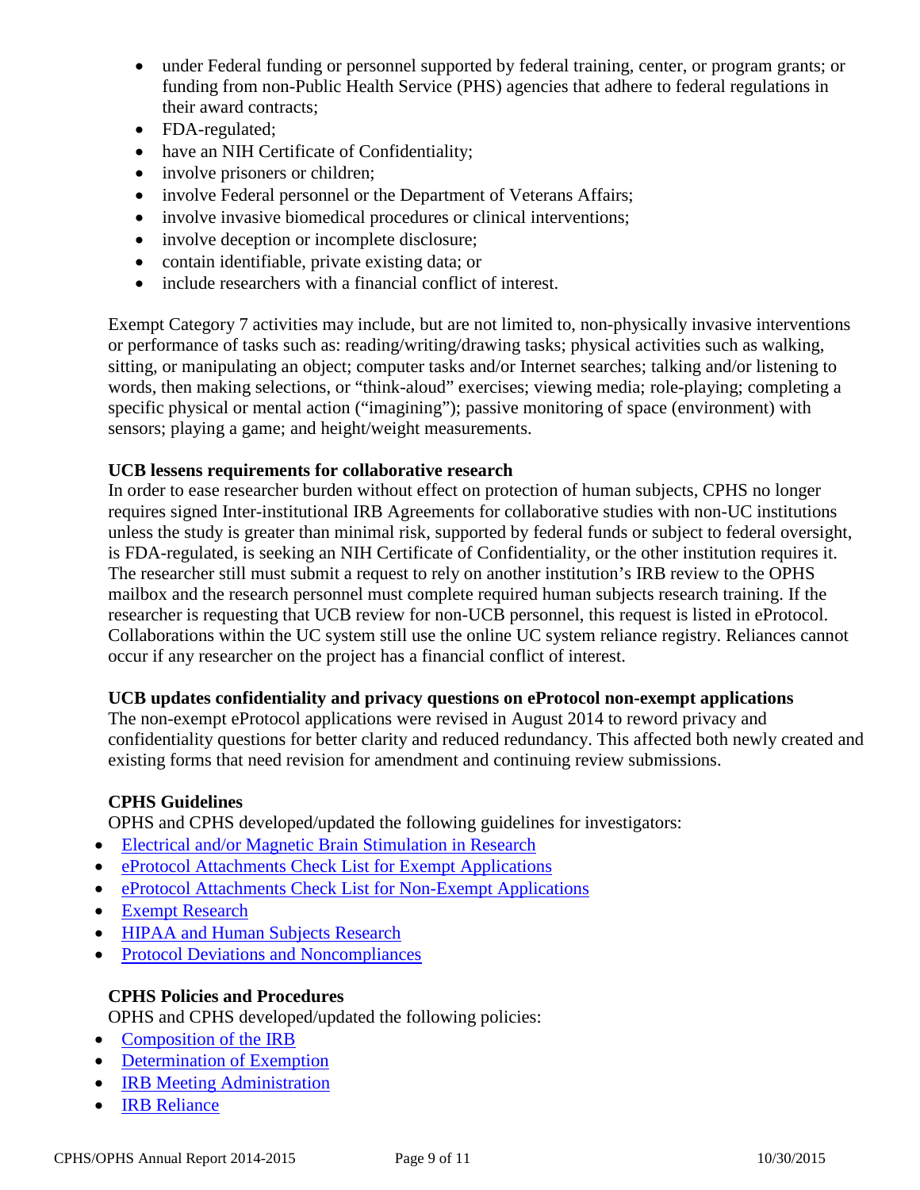- under Federal funding or personnel supported by federal training, center, or program grants; or funding from non-Public Health Service (PHS) agencies that adhere to federal regulations in their award contracts;
- FDA-regulated;
- have an NIH Certificate of Confidentiality;
- involve prisoners or children;
- involve Federal personnel or the Department of Veterans Affairs;
- involve invasive biomedical procedures or clinical interventions;
- involve deception or incomplete disclosure;
- contain identifiable, private existing data; or
- include researchers with a financial conflict of interest.

Exempt Category 7 activities may include, but are not limited to, non-physically invasive interventions or performance of tasks such as: reading/writing/drawing tasks; physical activities such as walking, sitting, or manipulating an object; computer tasks and/or Internet searches; talking and/or listening to words, then making selections, or "think-aloud" exercises; viewing media; role-playing; completing a specific physical or mental action ("imagining"); passive monitoring of space (environment) with sensors; playing a game; and height/weight measurements.

**UCB lessens requirements for collaborative research**

In order to ease researcher burden without effect on protection of human subjects, CPHS no longer requires signed Inter-institutional IRB Agreements for collaborative studies with non-UC institutions unless the study is greater than minimal risk, supported by federal funds or subject to federal oversight, is FDA-regulated, is seeking an NIH Certificate of Confidentiality, or the other institution requires it. The researcher still must submit a request to rely on another institution's IRB review to the OPHS mailbox and the research personnel must complete required human subjects research training. If the researcher is requesting that UCB review for non-UCB personnel, this request is listed in eProtocol. Collaborations within the UC system still use the online UC system reliance registry. Reliances cannot occur if any researcher on the project has a financial conflict of interest.

**UCB updates confidentiality and privacy questions on eProtocol non-exempt applications**

The non-exempt eProtocol applications were revised in August 2014 to reword privacy and confidentiality questions for better clarity and reduced redundancy. This affected both newly created and existing forms that need revision for amendment and continuing review submissions.

**CPHS Guidelines**

OPHS and CPHS developed/updated the following guidelines for investigators:

- Electrical and/or Magnetic Brain Stimulation in Research
- eProtocol Attachments Check List for Exempt Applications
- eProtocol Attachments Check List for Non-Exempt Applications
- Exempt Research
- HIPAA and Human Subjects Research
- Protocol Deviations and Noncompliances

**CPHS Policies and Procedures**

OPHS and CPHS developed/updated the following policies:

- Composition of the IRB
- Determination of Exemption
- IRB Meeting Administration
- IRB Reliance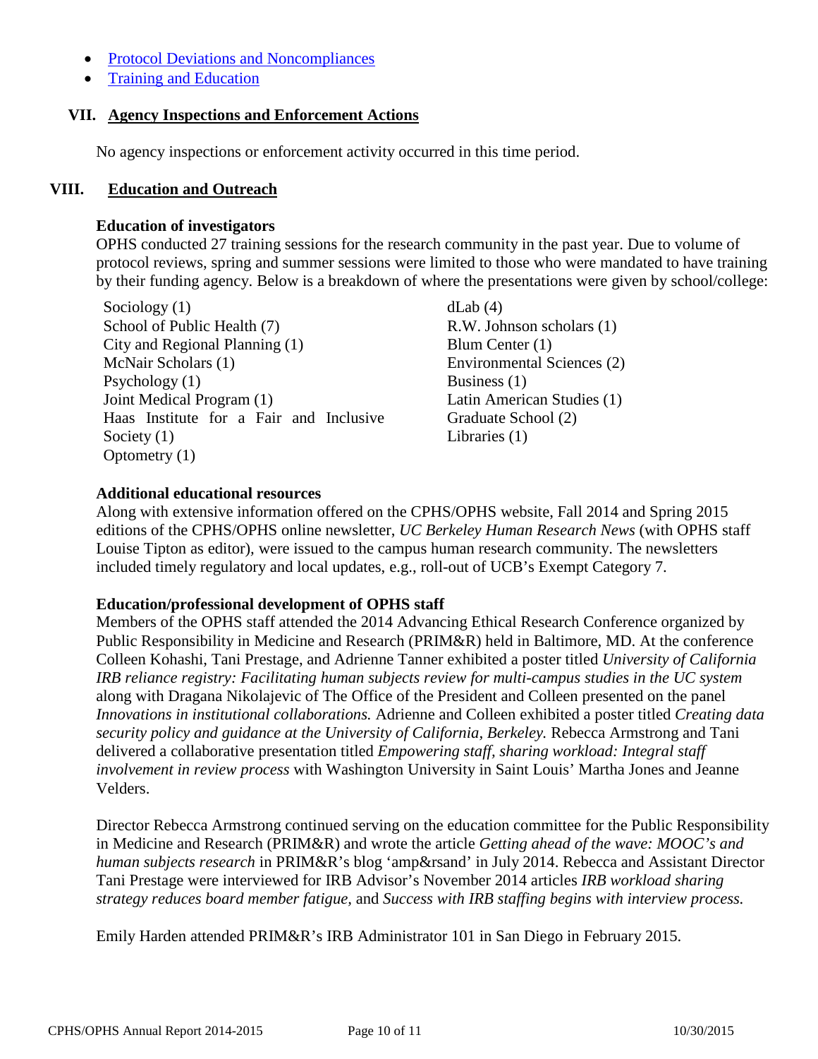- [Protocol Deviations and Noncompliances]()
- [Training and Education]()

## VII. Agency Inspections and Enforcement Actions

No agency inspections or enforcement activity occurred in this time period.

## VIII. Education and Outreach

**Education of investigators**

OPHS conducted 27 training sessions for the research community in the past year. Due to volume of protocol reviews, spring and summer sessions were limited to those who were mandated to have training by their funding agency. Below is a breakdown of where the presentations were given by school/college:

Sociology (1)
School of Public Health (7)
City and Regional Planning (1)
McNair Scholars (1)
Psychology (1)
Joint Medical Program (1)
Haas Institute for a Fair and Inclusive Society (1)
Optometry (1)
dLab (4)
R.W. Johnson scholars (1)
Blum Center (1)
Environmental Sciences (2)
Business (1)
Latin American Studies (1)
Graduate School (2)
Libraries (1)

**Additional educational resources**

Along with extensive information offered on the CPHS/OPHS website, Fall 2014 and Spring 2015 editions of the CPHS/OPHS online newsletter, *UC Berkeley Human Research News* (with OPHS staff Louise Tipton as editor), were issued to the campus human research community. The newsletters included timely regulatory and local updates, e.g., roll-out of UCB's Exempt Category 7.

**Education/professional development of OPHS staff**

Members of the OPHS staff attended the 2014 Advancing Ethical Research Conference organized by Public Responsibility in Medicine and Research (PRIM&R) held in Baltimore, MD. At the conference Colleen Kohashi, Tani Prestage, and Adrienne Tanner exhibited a poster titled *University of California IRB reliance registry: Facilitating human subjects review for multi-campus studies in the UC system* along with Dragana Nikolajevic of The Office of the President and Colleen presented on the panel *Innovations in institutional collaborations.* Adrienne and Colleen exhibited a poster titled *Creating data security policy and guidance at the University of California, Berkeley.* Rebecca Armstrong and Tani delivered a collaborative presentation titled *Empowering staff, sharing workload: Integral staff involvement in review process* with Washington University in Saint Louis' Martha Jones and Jeanne Velders.

Director Rebecca Armstrong continued serving on the education committee for the Public Responsibility in Medicine and Research (PRIM&R) and wrote the article *Getting ahead of the wave: MOOC's and human subjects research* in PRIM&R's blog 'amp&rsand' in July 2014. Rebecca and Assistant Director Tani Prestage were interviewed for IRB Advisor's November 2014 articles *IRB workload sharing strategy reduces board member fatigue,* and *Success with IRB staffing begins with interview process.*

Emily Harden attended PRIM&R's IRB Administrator 101 in San Diego in February 2015.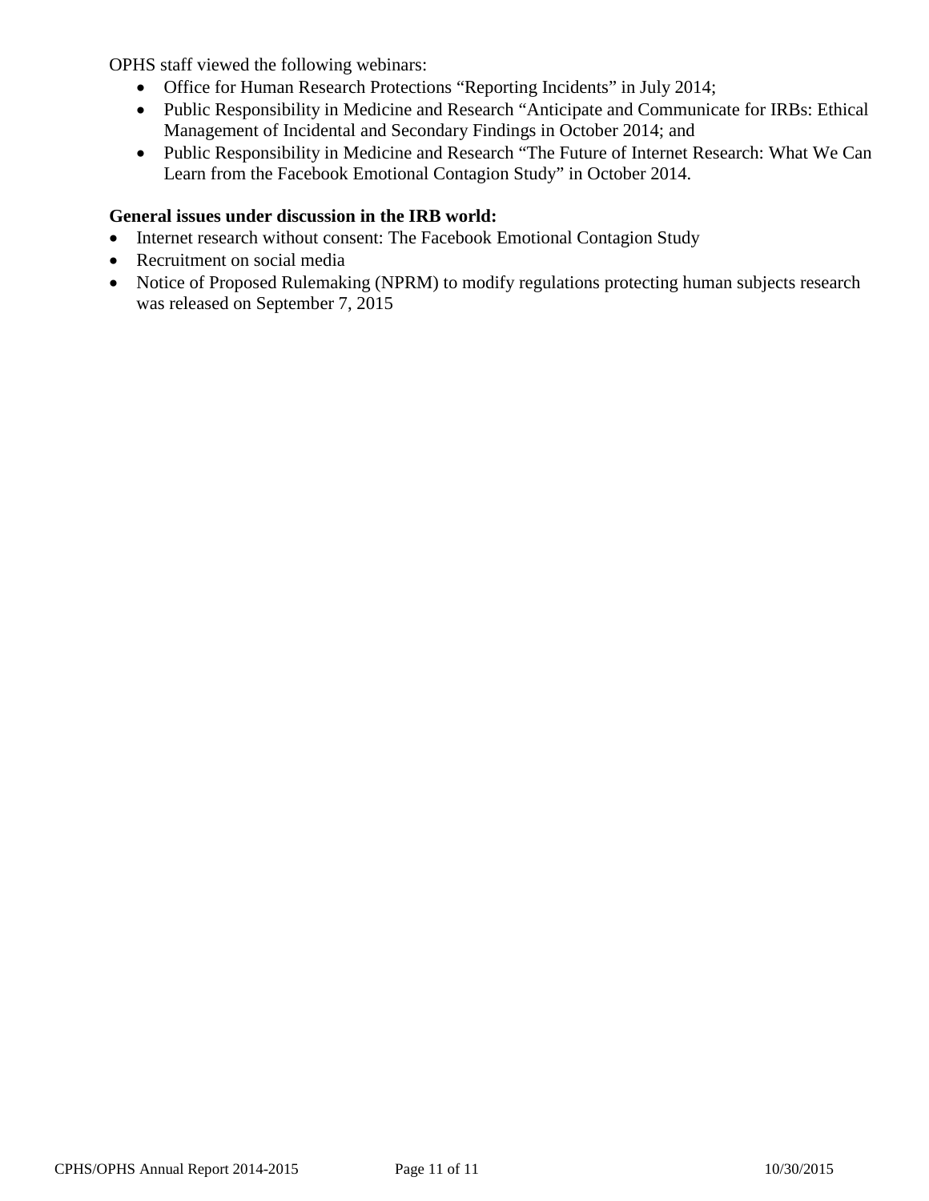OPHS staff viewed the following webinars:

- Office for Human Research Protections "Reporting Incidents" in July 2014;
- Public Responsibility in Medicine and Research "Anticipate and Communicate for IRBs: Ethical Management of Incidental and Secondary Findings in October 2014; and
- Public Responsibility in Medicine and Research "The Future of Internet Research: What We Can Learn from the Facebook Emotional Contagion Study" in October 2014.

**General issues under discussion in the IRB world:**

- Internet research without consent: The Facebook Emotional Contagion Study
- Recruitment on social media
- Notice of Proposed Rulemaking (NPRM) to modify regulations protecting human subjects research was released on September 7, 2015